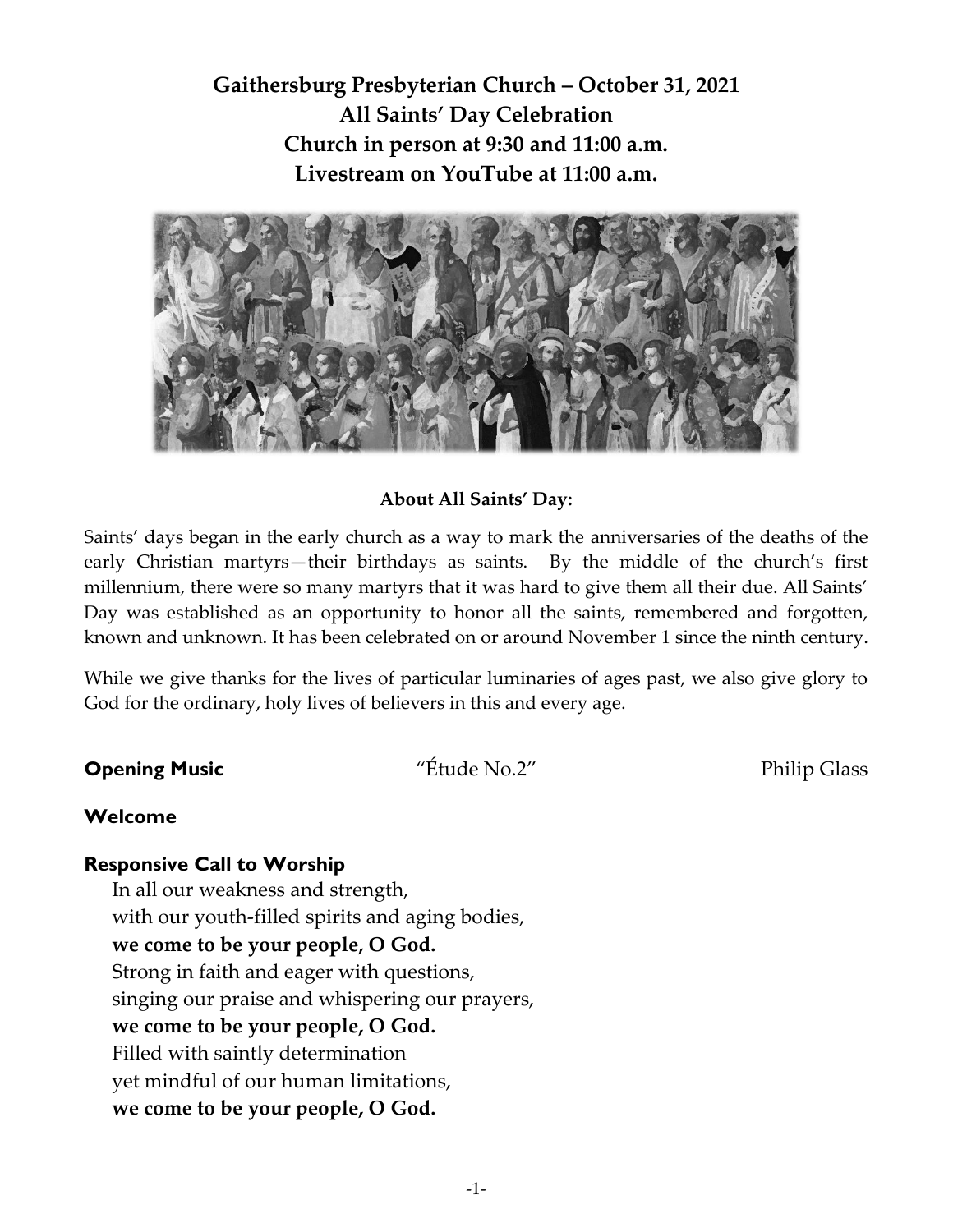# Gaithersburg Presbyterian Church – October 31, 2021
# All Saints' Day Celebration
# Church in person at 9:30 and 11:00 a.m.
# Livestream on YouTube at 11:00 a.m.

**About All Saints' Day:**

Saints' days began in the early church as a way to mark the anniversaries of the deaths of the early Christian martyrs—their birthdays as saints. By the middle of the church's first millennium, there were so many martyrs that it was hard to give them all their due. All Saints' Day was established as an opportunity to honor all the saints, remembered and forgotten, known and unknown. It has been celebrated on or around November 1 since the ninth century.

While we give thanks for the lives of particular luminaries of ages past, we also give glory to God for the ordinary, holy lives of believers in this and every age.

**Opening Music** "Étude No.2" Philip Glass

**Welcome**

**Responsive Call to Worship**

In all our weakness and strength,
with our youth-filled spirits and aging bodies,
**we come to be your people, O God.**
Strong in faith and eager with questions,
singing our praise and whispering our prayers,
**we come to be your people, O God.**
Filled with saintly determination
yet mindful of our human limitations,
**we come to be your people, O God.**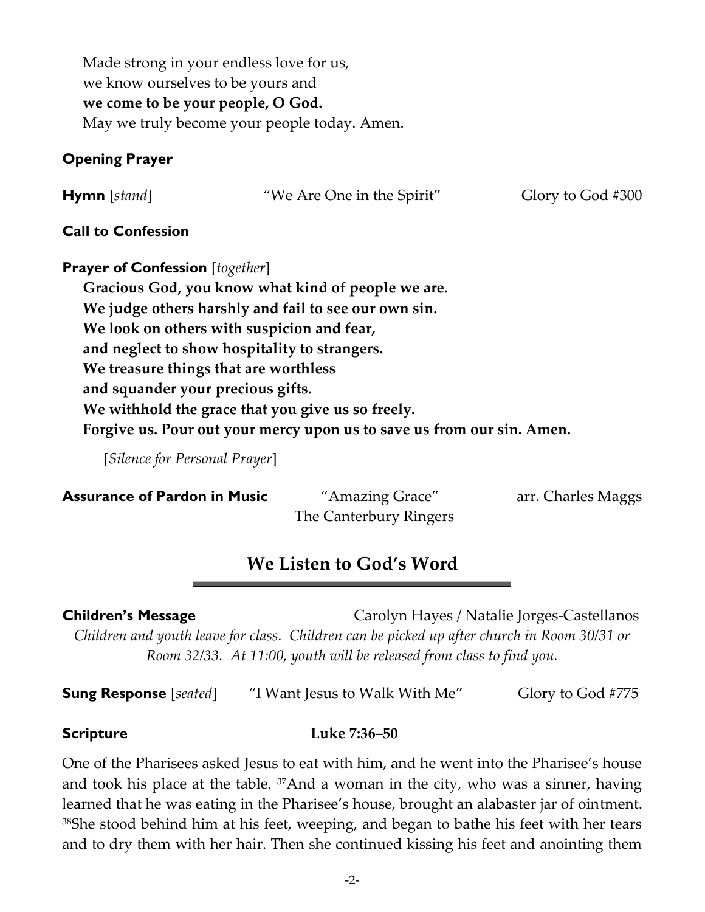Made strong in your endless love for us,
we know ourselves to be yours and
**we come to be your people, O God.**
May we truly become your people today. Amen.

**Opening Prayer**

**Hymn** [*stand*] "We Are One in the Spirit" Glory to God #300

**Call to Confession**

**Prayer of Confession** [*together*]

**Gracious God, you know what kind of people we are.**
**We judge others harshly and fail to see our own sin.**
**We look on others with suspicion and fear,**
**and neglect to show hospitality to strangers.**
**We treasure things that are worthless**
**and squander your precious gifts.**
**We withhold the grace that you give us so freely.**
**Forgive us. Pour out your mercy upon us to save us from our sin. Amen.**

[*Silence for Personal Prayer*]

**Assurance of Pardon in Music** "Amazing Grace" arr. Charles Maggs
The Canterbury Ringers

## We Listen to God's Word

**Children's Message** Carolyn Hayes / Natalie Jorges-Castellanos

*Children and youth leave for class. Children can be picked up after church in Room 30/31 or Room 32/33. At 11:00, youth will be released from class to find you.*

**Sung Response** [*seated*] "I Want Jesus to Walk With Me" Glory to God #775

**Scripture** **Luke 7:36–50**

One of the Pharisees asked Jesus to eat with him, and he went into the Pharisee's house and took his place at the table. [37]And a woman in the city, who was a sinner, having learned that he was eating in the Pharisee's house, brought an alabaster jar of ointment. [38]She stood behind him at his feet, weeping, and began to bathe his feet with her tears and to dry them with her hair. Then she continued kissing his feet and anointing them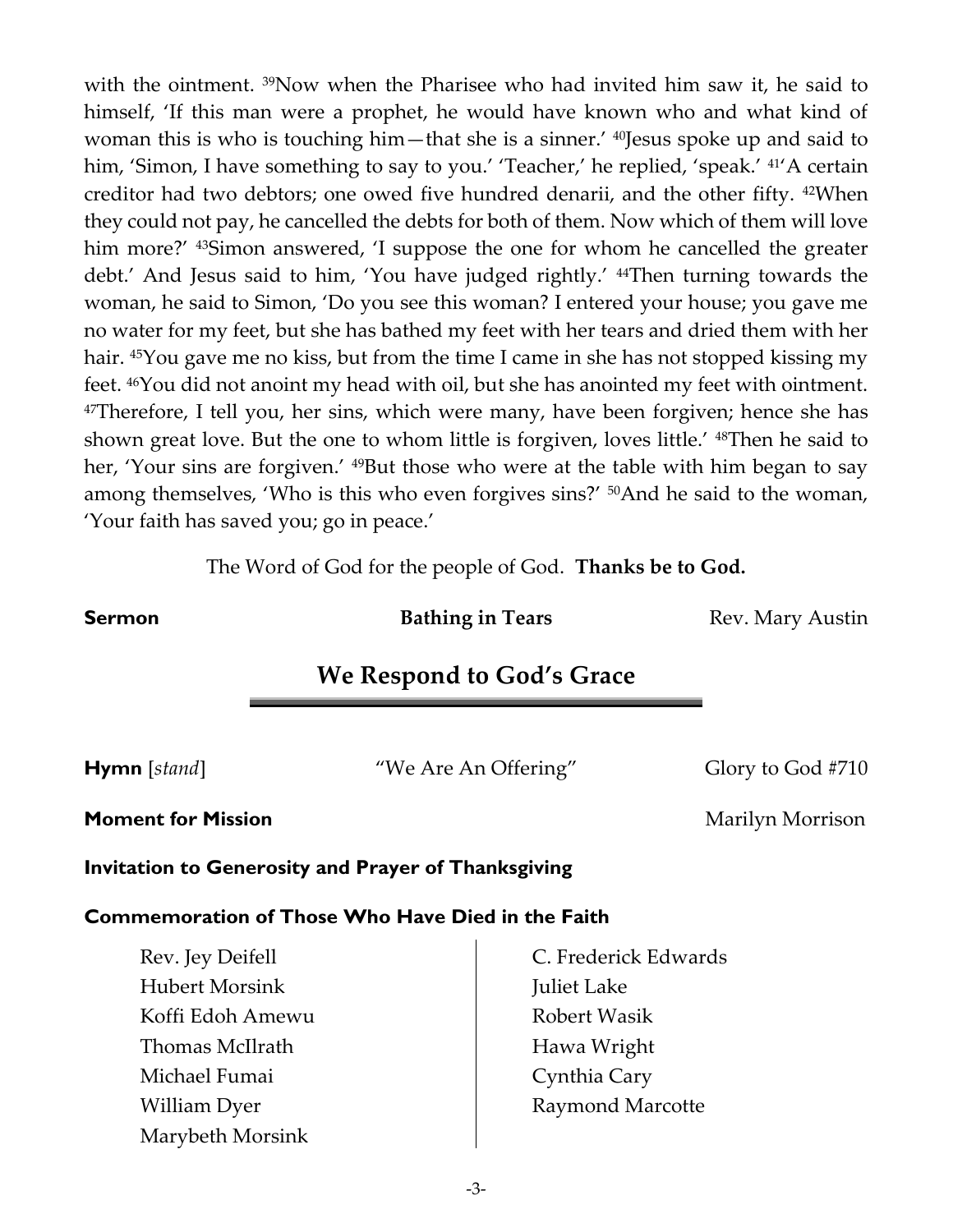with the ointment. [39]Now when the Pharisee who had invited him saw it, he said to himself, 'If this man were a prophet, he would have known who and what kind of woman this is who is touching him—that she is a sinner.' [40]Jesus spoke up and said to him, 'Simon, I have something to say to you.' 'Teacher,' he replied, 'speak.' [41]'A certain creditor had two debtors; one owed five hundred denarii, and the other fifty. [42]When they could not pay, he cancelled the debts for both of them. Now which of them will love him more?' [43]Simon answered, 'I suppose the one for whom he cancelled the greater debt.' And Jesus said to him, 'You have judged rightly.' [44]Then turning towards the woman, he said to Simon, 'Do you see this woman? I entered your house; you gave me no water for my feet, but she has bathed my feet with her tears and dried them with her hair. [45]You gave me no kiss, but from the time I came in she has not stopped kissing my feet. [46]You did not anoint my head with oil, but she has anointed my feet with ointment. [47]Therefore, I tell you, her sins, which were many, have been forgiven; hence she has shown great love. But the one to whom little is forgiven, loves little.' [48]Then he said to her, 'Your sins are forgiven.' [49]But those who were at the table with him began to say among themselves, 'Who is this who even forgives sins?' [50]And he said to the woman, 'Your faith has saved you; go in peace.'

The Word of God for the people of God. **Thanks be to God.**

**Sermon** — **Bathing in Tears** — Rev. Mary Austin

## We Respond to God's Grace

**Hymn** [*stand*] — "We Are An Offering" — Glory to God #710

**Moment for Mission** — Marilyn Morrison

**Invitation to Generosity and Prayer of Thanksgiving**

**Commemoration of Those Who Have Died in the Faith**

Rev. Jey Deifell
Hubert Morsink
Koffi Edoh Amewu
Thomas McIlrath
Michael Fumai
William Dyer
Marybeth Morsink
C. Frederick Edwards
Juliet Lake
Robert Wasik
Hawa Wright
Cynthia Cary
Raymond Marcotte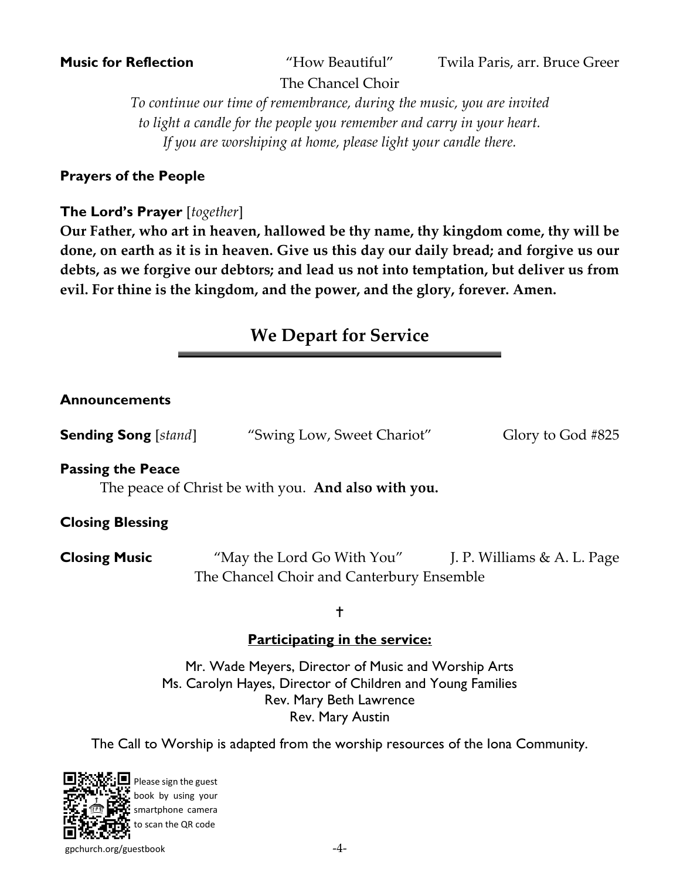**Music for Reflection** "How Beautiful" Twila Paris, arr. Bruce Greer
The Chancel Choir

*To continue our time of remembrance, during the music, you are invited to light a candle for the people you remember and carry in your heart. If you are worshiping at home, please light your candle there.*

**Prayers of the People**

**The Lord's Prayer** [*together*]
**Our Father, who art in heaven, hallowed be thy name, thy kingdom come, thy will be done, on earth as it is in heaven. Give us this day our daily bread; and forgive us our debts, as we forgive our debtors; and lead us not into temptation, but deliver us from evil. For thine is the kingdom, and the power, and the glory, forever. Amen.**

## We Depart for Service

**Announcements**

**Sending Song** [*stand*] "Swing Low, Sweet Chariot" Glory to God #825

**Passing the Peace**
The peace of Christ be with you. **And also with you.**

**Closing Blessing**

**Closing Music** "May the Lord Go With You" J. P. Williams & A. L. Page
The Chancel Choir and Canterbury Ensemble

†

**Participating in the service:**

Mr. Wade Meyers, Director of Music and Worship Arts
Ms. Carolyn Hayes, Director of Children and Young Families
Rev. Mary Beth Lawrence
Rev. Mary Austin

The Call to Worship is adapted from the worship resources of the Iona Community.

Please sign the guest book by using your smartphone camera to scan the QR code

gpchurch.org/guestbook